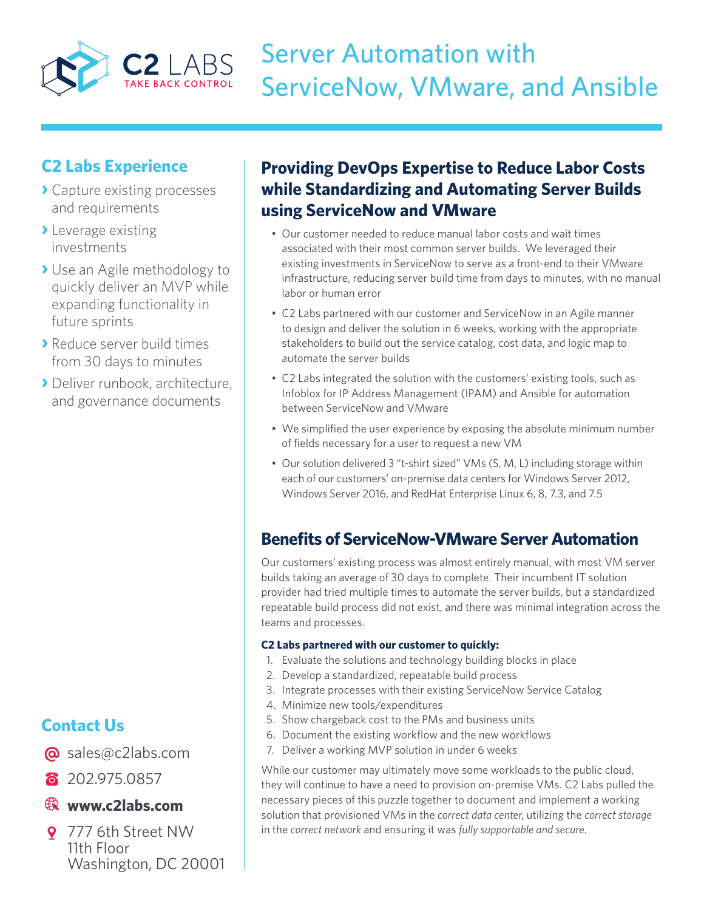C2 LABS
TAKE BACK CONTROL

# Server Automation with ServiceNow, VMware, and Ansible

## C2 Labs Experience

- Capture existing processes and requirements
- Leverage existing investments
- Use an Agile methodology to quickly deliver an MVP while expanding functionality in future sprints
- Reduce server build times from 30 days to minutes
- Deliver runbook, architecture, and governance documents

## Providing DevOps Expertise to Reduce Labor Costs while Standardizing and Automating Server Builds using ServiceNow and VMware

- Our customer needed to reduce manual labor costs and wait times associated with their most common server builds. We leveraged their existing investments in ServiceNow to serve as a front-end to their VMware infrastructure, reducing server build time from days to minutes, with no manual labor or human error
- C2 Labs partnered with our customer and ServiceNow in an Agile manner to design and deliver the solution in 6 weeks, working with the appropriate stakeholders to build out the service catalog, cost data, and logic map to automate the server builds
- C2 Labs integrated the solution with the customers' existing tools, such as Infoblox for IP Address Management (IPAM) and Ansible for automation between ServiceNow and VMware
- We simplified the user experience by exposing the absolute minimum number of fields necessary for a user to request a new VM
- Our solution delivered 3 "t-shirt sized" VMs (S, M, L) including storage within each of our customers' on-premise data centers for Windows Server 2012, Windows Server 2016, and RedHat Enterprise Linux 6, 8, 7.3, and 7.5

## Benefits of ServiceNow-VMware Server Automation

Our customers' existing process was almost entirely manual, with most VM server builds taking an average of 30 days to complete. Their incumbent IT solution provider had tried multiple times to automate the server builds, but a standardized repeatable build process did not exist, and there was minimal integration across the teams and processes.

**C2 Labs partnered with our customer to quickly:**

1. Evaluate the solutions and technology building blocks in place
2. Develop a standardized, repeatable build process
3. Integrate processes with their existing ServiceNow Service Catalog
4. Minimize new tools/expenditures
5. Show chargeback cost to the PMs and business units
6. Document the existing workflow and the new workflows
7. Deliver a working MVP solution in under 6 weeks

While our customer may ultimately move some workloads to the public cloud, they will continue to have a need to provision on-premise VMs. C2 Labs pulled the necessary pieces of this puzzle together to document and implement a working solution that provisioned VMs in the *correct data center*, utilizing the *correct storage* in the *correct network* and ensuring it was *fully supportable and secure*.

## Contact Us

- sales@c2labs.com
- 202.975.0857
- **www.c2labs.com**
- 777 6th Street NW
  11th Floor
  Washington, DC 20001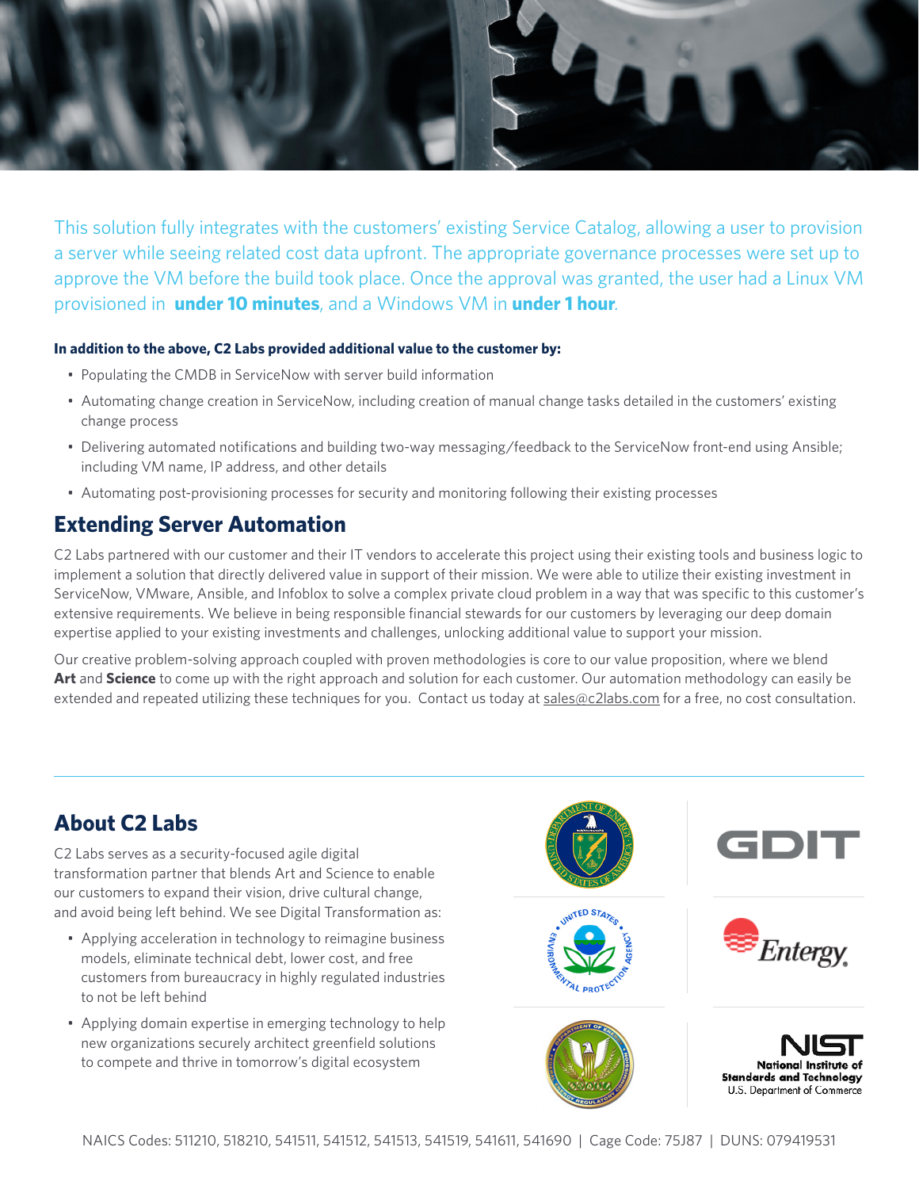This solution fully integrates with the customers' existing Service Catalog, allowing a user to provision a server while seeing related cost data upfront. The appropriate governance processes were set up to approve the VM before the build took place. Once the approval was granted, the user had a Linux VM provisioned in **under 10 minutes**, and a Windows VM in **under 1 hour**.

**In addition to the above, C2 Labs provided additional value to the customer by:**

- Populating the CMDB in ServiceNow with server build information
- Automating change creation in ServiceNow, including creation of manual change tasks detailed in the customers' existing change process
- Delivering automated notifications and building two-way messaging/feedback to the ServiceNow front-end using Ansible; including VM name, IP address, and other details
- Automating post-provisioning processes for security and monitoring following their existing processes

## Extending Server Automation

C2 Labs partnered with our customer and their IT vendors to accelerate this project using their existing tools and business logic to implement a solution that directly delivered value in support of their mission. We were able to utilize their existing investment in ServiceNow, VMware, Ansible, and Infoblox to solve a complex private cloud problem in a way that was specific to this customer's extensive requirements. We believe in being responsible financial stewards for our customers by leveraging our deep domain expertise applied to your existing investments and challenges, unlocking additional value to support your mission.

Our creative problem-solving approach coupled with proven methodologies is core to our value proposition, where we blend **Art** and **Science** to come up with the right approach and solution for each customer. Our automation methodology can easily be extended and repeated utilizing these techniques for you. Contact us today at sales@c2labs.com for a free, no cost consultation.

## About C2 Labs

C2 Labs serves as a security-focused agile digital transformation partner that blends Art and Science to enable our customers to expand their vision, drive cultural change, and avoid being left behind. We see Digital Transformation as:

- Applying acceleration in technology to reimagine business models, eliminate technical debt, lower cost, and free customers from bureaucracy in highly regulated industries to not be left behind
- Applying domain expertise in emerging technology to help new organizations securely architect greenfield solutions to compete and thrive in tomorrow's digital ecosystem

GDIT

Entergy

NIST
National Institute of Standards and Technology
U.S. Department of Commerce

NAICS Codes: 511210, 518210, 541511, 541512, 541513, 541519, 541611, 541690 | Cage Code: 75J87 | DUNS: 079419531